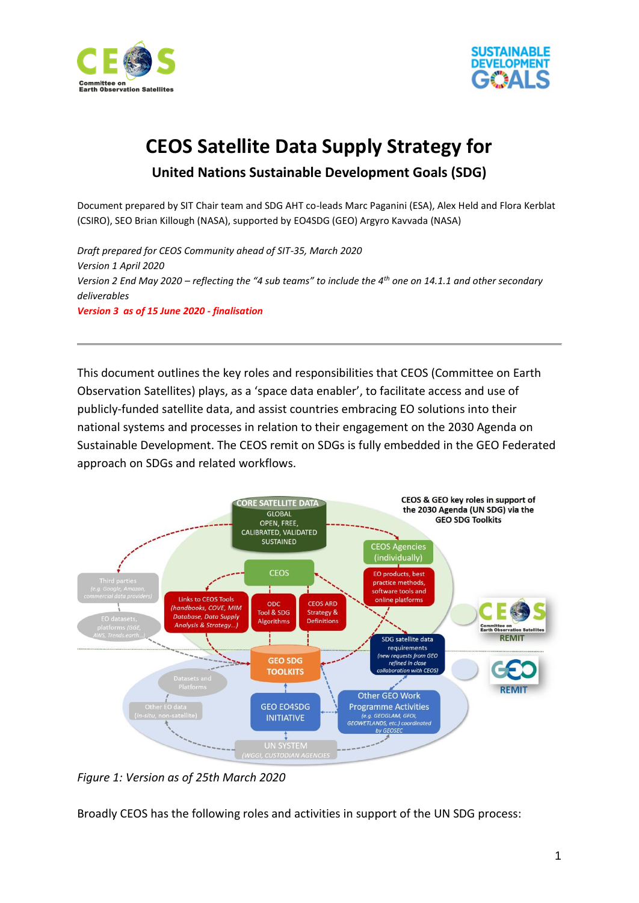# CEOS Satellite Data Supply Strategy for

## United Nations Sustainable Development Goals (SDG)

Document prepared by SIT Chair team and SDG AHT co-leads Marc Paganini (ESA), Alex Held and Flora Kerblat (CSIRO), SEO Brian Killough (NASA), supported by EO4SDG (GEO) Argyro Kavvada (NASA)

*Draft prepared for CEOS Community ahead of SIT-35, March 2020*
*Version 1 April 2020*
*Version 2 End May 2020 – reflecting the "4 sub teams" to include the 4th one on 14.1.1 and other secondary deliverables*
***Version 3 as of 15 June 2020 - finalisation***

---

This document outlines the key roles and responsibilities that CEOS (Committee on Earth Observation Satellites) plays, as a 'space data enabler', to facilitate access and use of publicly-funded satellite data, and assist countries embracing EO solutions into their national systems and processes in relation to their engagement on the 2030 Agenda on Sustainable Development. The CEOS remit on SDGs is fully embedded in the GEO Federated approach on SDGs and related workflows.

*Figure 1: Version as of 25th March 2020*

Broadly CEOS has the following roles and activities in support of the UN SDG process: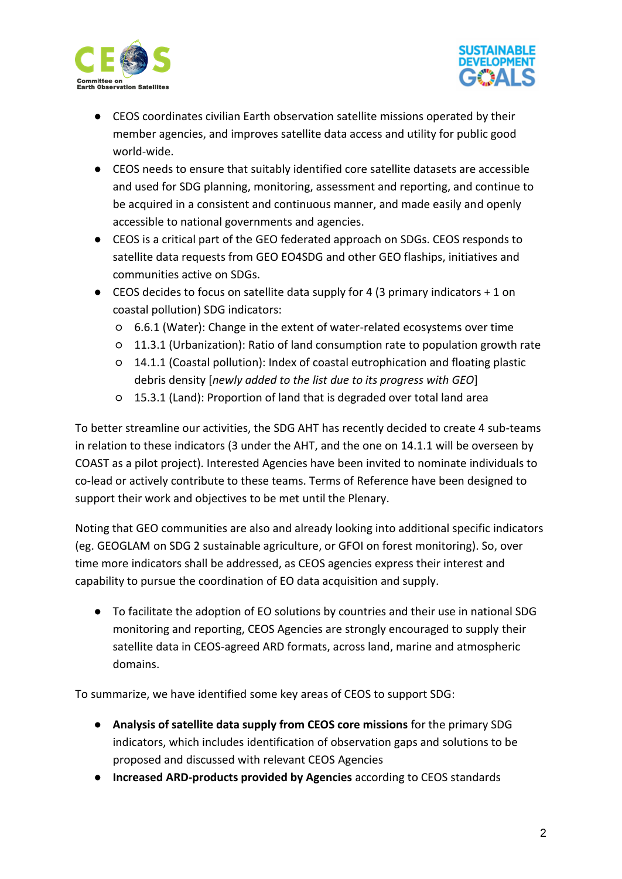- CEOS coordinates civilian Earth observation satellite missions operated by their member agencies, and improves satellite data access and utility for public good world-wide.
- CEOS needs to ensure that suitably identified core satellite datasets are accessible and used for SDG planning, monitoring, assessment and reporting, and continue to be acquired in a consistent and continuous manner, and made easily and openly accessible to national governments and agencies.
- CEOS is a critical part of the GEO federated approach on SDGs. CEOS responds to satellite data requests from GEO EO4SDG and other GEO flaships, initiatives and communities active on SDGs.
- CEOS decides to focus on satellite data supply for 4 (3 primary indicators + 1 on coastal pollution) SDG indicators:
  - 6.6.1 (Water): Change in the extent of water-related ecosystems over time
  - 11.3.1 (Urbanization): Ratio of land consumption rate to population growth rate
  - 14.1.1 (Coastal pollution): Index of coastal eutrophication and floating plastic debris density [*newly added to the list due to its progress with GEO*]
  - 15.3.1 (Land): Proportion of land that is degraded over total land area

To better streamline our activities, the SDG AHT has recently decided to create 4 sub-teams in relation to these indicators (3 under the AHT, and the one on 14.1.1 will be overseen by COAST as a pilot project). Interested Agencies have been invited to nominate individuals to co-lead or actively contribute to these teams. Terms of Reference have been designed to support their work and objectives to be met until the Plenary.

Noting that GEO communities are also and already looking into additional specific indicators (eg. GEOGLAM on SDG 2 sustainable agriculture, or GFOI on forest monitoring). So, over time more indicators shall be addressed, as CEOS agencies express their interest and capability to pursue the coordination of EO data acquisition and supply.

- To facilitate the adoption of EO solutions by countries and their use in national SDG monitoring and reporting, CEOS Agencies are strongly encouraged to supply their satellite data in CEOS-agreed ARD formats, across land, marine and atmospheric domains.

To summarize, we have identified some key areas of CEOS to support SDG:

- **Analysis of satellite data supply from CEOS core missions** for the primary SDG indicators, which includes identification of observation gaps and solutions to be proposed and discussed with relevant CEOS Agencies
- **Increased ARD-products provided by Agencies** according to CEOS standards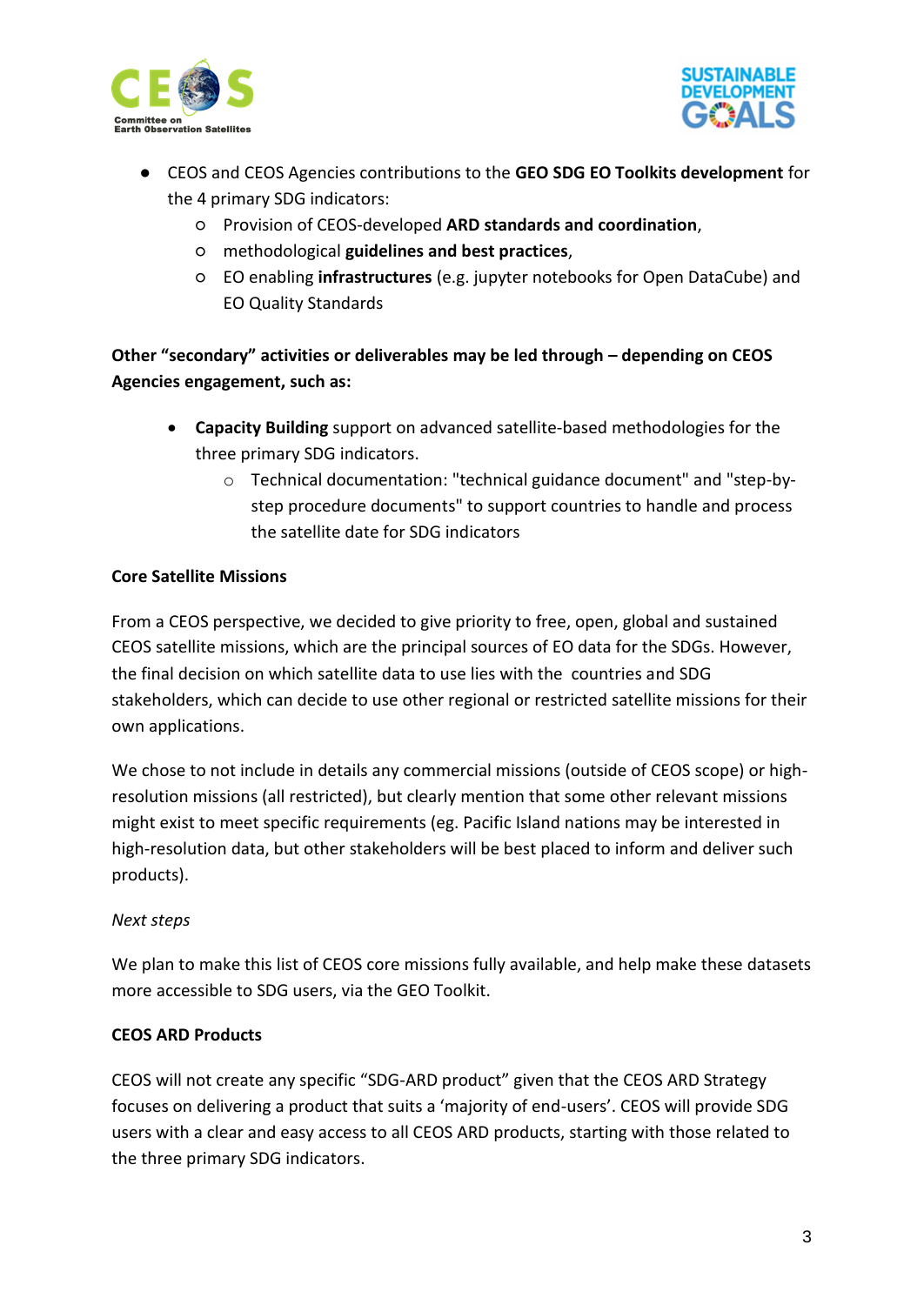- CEOS and CEOS Agencies contributions to the **GEO SDG EO Toolkits development** for the 4 primary SDG indicators:
  - Provision of CEOS-developed **ARD standards and coordination**,
  - methodological **guidelines and best practices**,
  - EO enabling **infrastructures** (e.g. jupyter notebooks for Open DataCube) and EO Quality Standards

**Other "secondary" activities or deliverables may be led through – depending on CEOS Agencies engagement, such as:**

- **Capacity Building** support on advanced satellite-based methodologies for the three primary SDG indicators.
  - Technical documentation: "technical guidance document" and "step-by-step procedure documents" to support countries to handle and process the satellite date for SDG indicators

**Core Satellite Missions**

From a CEOS perspective, we decided to give priority to free, open, global and sustained CEOS satellite missions, which are the principal sources of EO data for the SDGs. However, the final decision on which satellite data to use lies with the countries and SDG stakeholders, which can decide to use other regional or restricted satellite missions for their own applications.

We chose to not include in details any commercial missions (outside of CEOS scope) or high-resolution missions (all restricted), but clearly mention that some other relevant missions might exist to meet specific requirements (eg. Pacific Island nations may be interested in high-resolution data, but other stakeholders will be best placed to inform and deliver such products).

*Next steps*

We plan to make this list of CEOS core missions fully available, and help make these datasets more accessible to SDG users, via the GEO Toolkit.

**CEOS ARD Products**

CEOS will not create any specific "SDG-ARD product" given that the CEOS ARD Strategy focuses on delivering a product that suits a 'majority of end-users'. CEOS will provide SDG users with a clear and easy access to all CEOS ARD products, starting with those related to the three primary SDG indicators.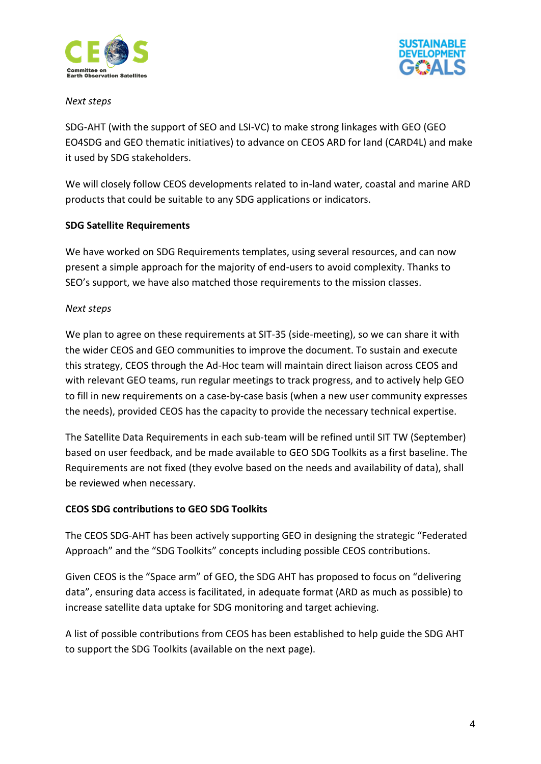*Next steps*

SDG-AHT (with the support of SEO and LSI-VC) to make strong linkages with GEO (GEO EO4SDG and GEO thematic initiatives) to advance on CEOS ARD for land (CARD4L) and make it used by SDG stakeholders.

We will closely follow CEOS developments related to in-land water, coastal and marine ARD products that could be suitable to any SDG applications or indicators.

**SDG Satellite Requirements**

We have worked on SDG Requirements templates, using several resources, and can now present a simple approach for the majority of end-users to avoid complexity. Thanks to SEO's support, we have also matched those requirements to the mission classes.

*Next steps*

We plan to agree on these requirements at SIT-35 (side-meeting), so we can share it with the wider CEOS and GEO communities to improve the document. To sustain and execute this strategy, CEOS through the Ad-Hoc team will maintain direct liaison across CEOS and with relevant GEO teams, run regular meetings to track progress, and to actively help GEO to fill in new requirements on a case-by-case basis (when a new user community expresses the needs), provided CEOS has the capacity to provide the necessary technical expertise.

The Satellite Data Requirements in each sub-team will be refined until SIT TW (September) based on user feedback, and be made available to GEO SDG Toolkits as a first baseline. The Requirements are not fixed (they evolve based on the needs and availability of data), shall be reviewed when necessary.

**CEOS SDG contributions to GEO SDG Toolkits**

The CEOS SDG-AHT has been actively supporting GEO in designing the strategic "Federated Approach" and the "SDG Toolkits" concepts including possible CEOS contributions.

Given CEOS is the "Space arm" of GEO, the SDG AHT has proposed to focus on "delivering data", ensuring data access is facilitated, in adequate format (ARD as much as possible) to increase satellite data uptake for SDG monitoring and target achieving.

A list of possible contributions from CEOS has been established to help guide the SDG AHT to support the SDG Toolkits (available on the next page).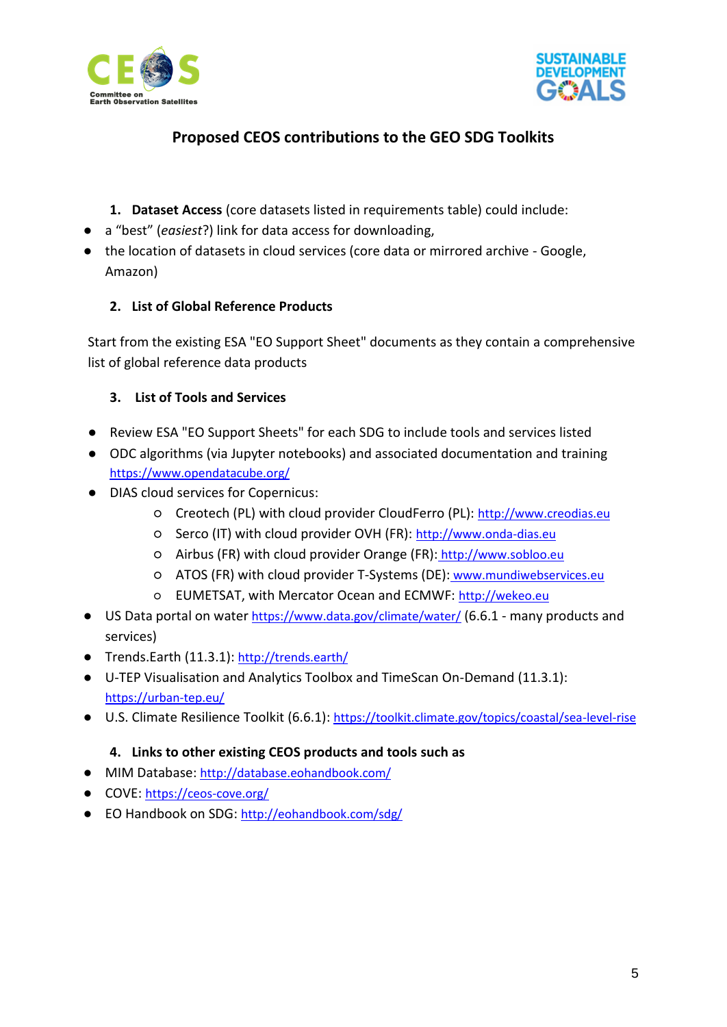## Proposed CEOS contributions to the GEO SDG Toolkits

1. **Dataset Access** (core datasets listed in requirements table) could include:

- a "best" (*easiest*?) link for data access for downloading,
- the location of datasets in cloud services (core data or mirrored archive - Google, Amazon)

2. **List of Global Reference Products**

Start from the existing ESA "EO Support Sheet" documents as they contain a comprehensive list of global reference data products

3. **List of Tools and Services**

- Review ESA "EO Support Sheets" for each SDG to include tools and services listed
- ODC algorithms (via Jupyter notebooks) and associated documentation and training https://www.opendatacube.org/
- DIAS cloud services for Copernicus:
  - Creotech (PL) with cloud provider CloudFerro (PL): http://www.creodias.eu
  - Serco (IT) with cloud provider OVH (FR): http://www.onda-dias.eu
  - Airbus (FR) with cloud provider Orange (FR): http://www.sobloo.eu
  - ATOS (FR) with cloud provider T-Systems (DE): www.mundiwebservices.eu
  - EUMETSAT, with Mercator Ocean and ECMWF: http://wekeo.eu
- US Data portal on water https://www.data.gov/climate/water/ (6.6.1 - many products and services)
- Trends.Earth (11.3.1): http://trends.earth/
- U-TEP Visualisation and Analytics Toolbox and TimeScan On-Demand (11.3.1): https://urban-tep.eu/
- U.S. Climate Resilience Toolkit (6.6.1): https://toolkit.climate.gov/topics/coastal/sea-level-rise

4. **Links to other existing CEOS products and tools such as**

- MIM Database: http://database.eohandbook.com/
- COVE: https://ceos-cove.org/
- EO Handbook on SDG: http://eohandbook.com/sdg/